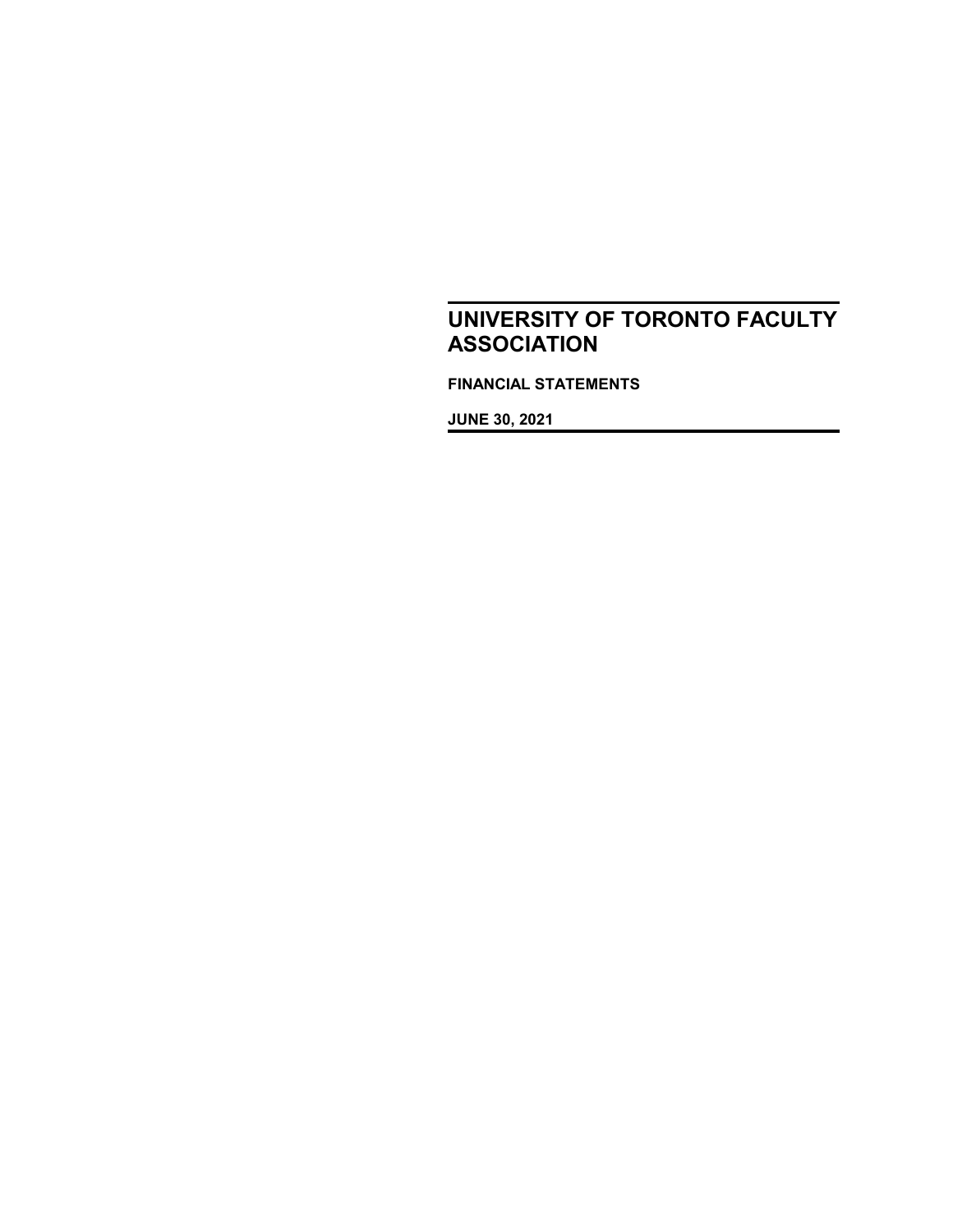# UNIVERSITY OF TORONTO FACULTY ASSOCIATION

**FINANCIAL STATEMENTS**

**JUNE 30, 2021**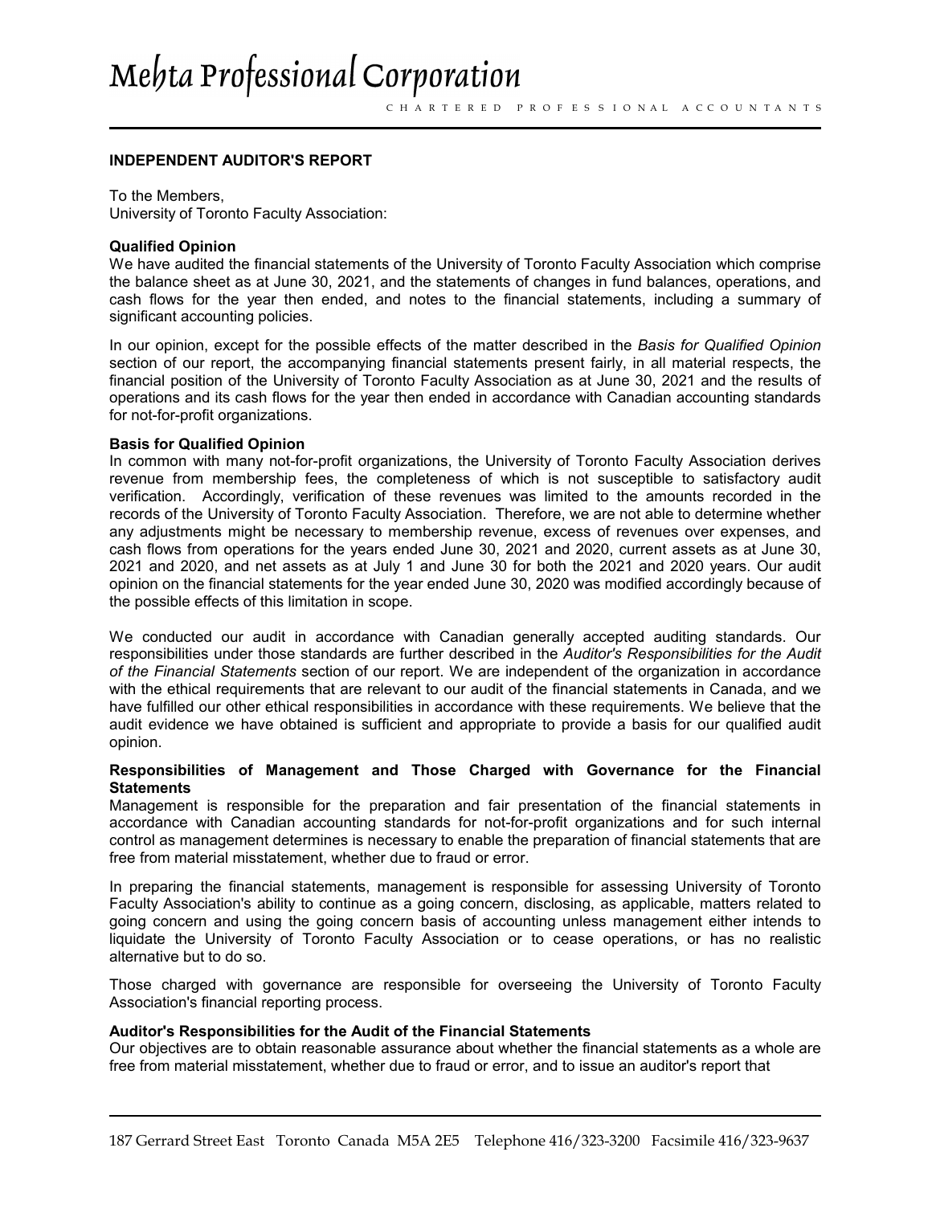# Mehta Professional Corporation

CHARTERED PROFESSIONAL ACCOUNTANTS

**INDEPENDENT AUDITOR'S REPORT**

To the Members,
University of Toronto Faculty Association:

**Qualified Opinion**

We have audited the financial statements of the University of Toronto Faculty Association which comprise the balance sheet as at June 30, 2021, and the statements of changes in fund balances, operations, and cash flows for the year then ended, and notes to the financial statements, including a summary of significant accounting policies.

In our opinion, except for the possible effects of the matter described in the *Basis for Qualified Opinion* section of our report, the accompanying financial statements present fairly, in all material respects, the financial position of the University of Toronto Faculty Association as at June 30, 2021 and the results of operations and its cash flows for the year then ended in accordance with Canadian accounting standards for not-for-profit organizations.

**Basis for Qualified Opinion**

In common with many not-for-profit organizations, the University of Toronto Faculty Association derives revenue from membership fees, the completeness of which is not susceptible to satisfactory audit verification. Accordingly, verification of these revenues was limited to the amounts recorded in the records of the University of Toronto Faculty Association. Therefore, we are not able to determine whether any adjustments might be necessary to membership revenue, excess of revenues over expenses, and cash flows from operations for the years ended June 30, 2021 and 2020, current assets as at June 30, 2021 and 2020, and net assets as at July 1 and June 30 for both the 2021 and 2020 years. Our audit opinion on the financial statements for the year ended June 30, 2020 was modified accordingly because of the possible effects of this limitation in scope.

We conducted our audit in accordance with Canadian generally accepted auditing standards. Our responsibilities under those standards are further described in the *Auditor's Responsibilities for the Audit of the Financial Statements* section of our report. We are independent of the organization in accordance with the ethical requirements that are relevant to our audit of the financial statements in Canada, and we have fulfilled our other ethical responsibilities in accordance with these requirements. We believe that the audit evidence we have obtained is sufficient and appropriate to provide a basis for our qualified audit opinion.

**Responsibilities of Management and Those Charged with Governance for the Financial Statements**

Management is responsible for the preparation and fair presentation of the financial statements in accordance with Canadian accounting standards for not-for-profit organizations and for such internal control as management determines is necessary to enable the preparation of financial statements that are free from material misstatement, whether due to fraud or error.

In preparing the financial statements, management is responsible for assessing University of Toronto Faculty Association's ability to continue as a going concern, disclosing, as applicable, matters related to going concern and using the going concern basis of accounting unless management either intends to liquidate the University of Toronto Faculty Association or to cease operations, or has no realistic alternative but to do so.

Those charged with governance are responsible for overseeing the University of Toronto Faculty Association's financial reporting process.

**Auditor's Responsibilities for the Audit of the Financial Statements**

Our objectives are to obtain reasonable assurance about whether the financial statements as a whole are free from material misstatement, whether due to fraud or error, and to issue an auditor's report that

187 Gerrard Street East Toronto Canada M5A 2E5 Telephone 416/323-3200 Facsimile 416/323-9637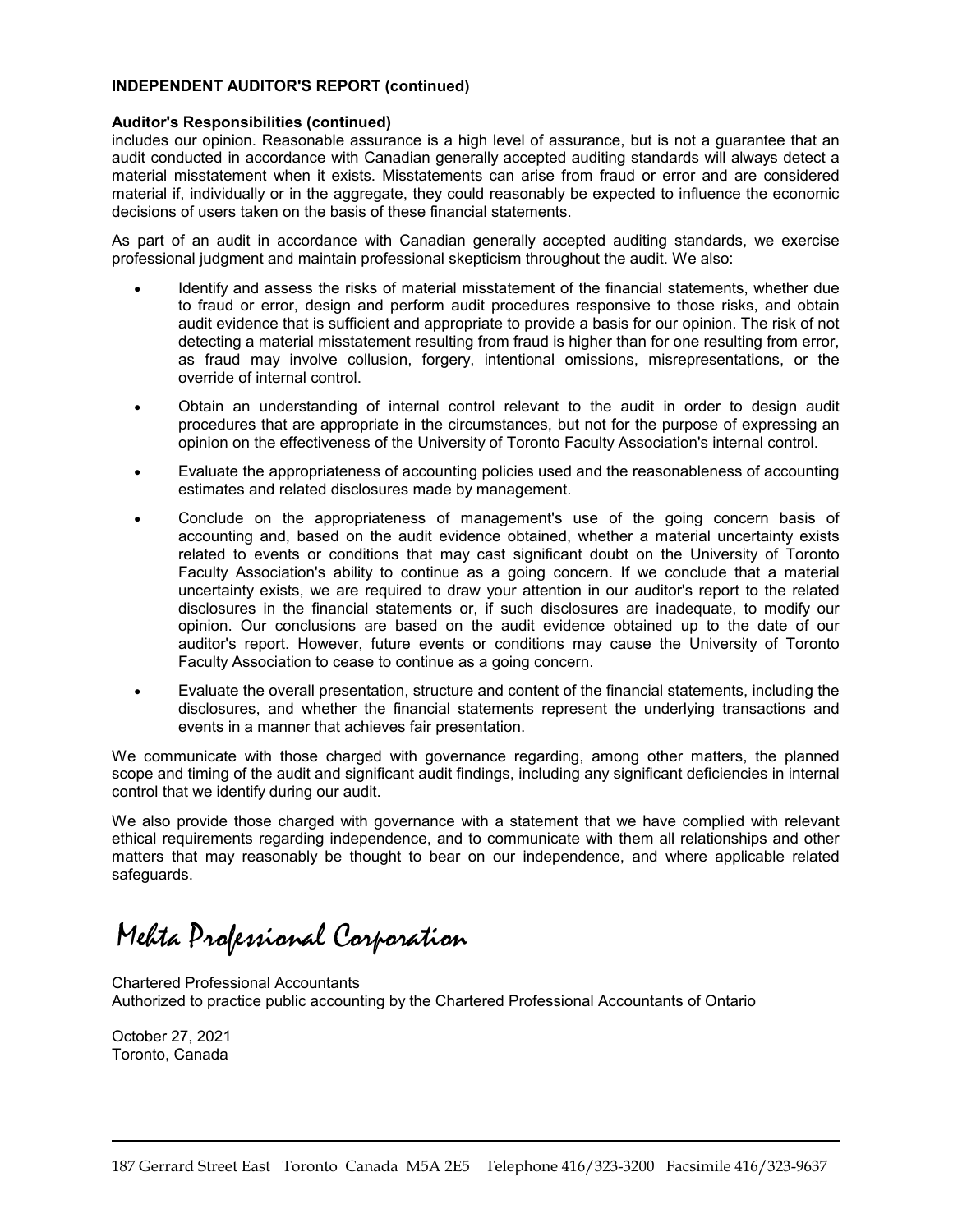**INDEPENDENT AUDITOR'S REPORT (continued)**

**Auditor's Responsibilities (continued)**

includes our opinion. Reasonable assurance is a high level of assurance, but is not a guarantee that an audit conducted in accordance with Canadian generally accepted auditing standards will always detect a material misstatement when it exists. Misstatements can arise from fraud or error and are considered material if, individually or in the aggregate, they could reasonably be expected to influence the economic decisions of users taken on the basis of these financial statements.

As part of an audit in accordance with Canadian generally accepted auditing standards, we exercise professional judgment and maintain professional skepticism throughout the audit. We also:

- Identify and assess the risks of material misstatement of the financial statements, whether due to fraud or error, design and perform audit procedures responsive to those risks, and obtain audit evidence that is sufficient and appropriate to provide a basis for our opinion. The risk of not detecting a material misstatement resulting from fraud is higher than for one resulting from error, as fraud may involve collusion, forgery, intentional omissions, misrepresentations, or the override of internal control.
- Obtain an understanding of internal control relevant to the audit in order to design audit procedures that are appropriate in the circumstances, but not for the purpose of expressing an opinion on the effectiveness of the University of Toronto Faculty Association's internal control.
- Evaluate the appropriateness of accounting policies used and the reasonableness of accounting estimates and related disclosures made by management.
- Conclude on the appropriateness of management's use of the going concern basis of accounting and, based on the audit evidence obtained, whether a material uncertainty exists related to events or conditions that may cast significant doubt on the University of Toronto Faculty Association's ability to continue as a going concern. If we conclude that a material uncertainty exists, we are required to draw your attention in our auditor's report to the related disclosures in the financial statements or, if such disclosures are inadequate, to modify our opinion. Our conclusions are based on the audit evidence obtained up to the date of our auditor's report. However, future events or conditions may cause the University of Toronto Faculty Association to cease to continue as a going concern.
- Evaluate the overall presentation, structure and content of the financial statements, including the disclosures, and whether the financial statements represent the underlying transactions and events in a manner that achieves fair presentation.

We communicate with those charged with governance regarding, among other matters, the planned scope and timing of the audit and significant audit findings, including any significant deficiencies in internal control that we identify during our audit.

We also provide those charged with governance with a statement that we have complied with relevant ethical requirements regarding independence, and to communicate with them all relationships and other matters that may reasonably be thought to bear on our independence, and where applicable related safeguards.

*Mehta Professional Corporation*

Chartered Professional Accountants
Authorized to practice public accounting by the Chartered Professional Accountants of Ontario

October 27, 2021
Toronto, Canada

187 Gerrard Street East Toronto Canada M5A 2E5 Telephone 416/323-3200 Facsimile 416/323-9637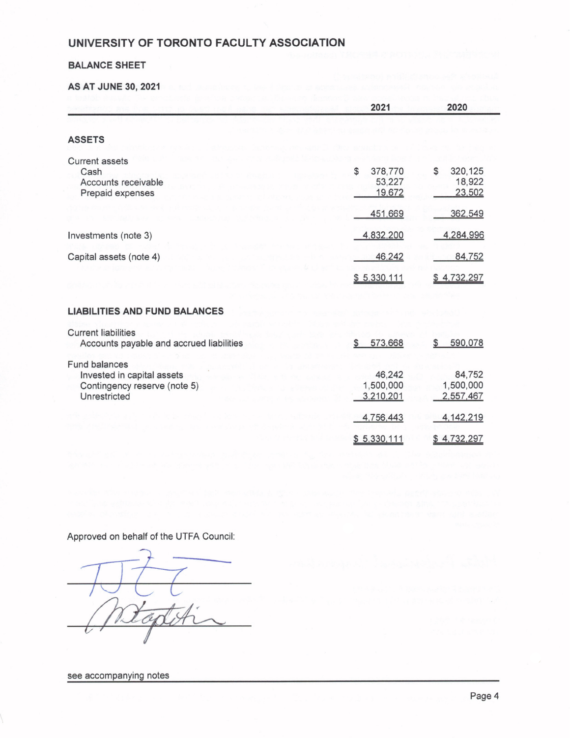# UNIVERSITY OF TORONTO FACULTY ASSOCIATION

## BALANCE SHEET

### AS AT JUNE 30, 2021

| | 2021 | 2020 |
|---|---|---|
| **ASSETS** | | |
| Current assets | | |
| Cash | $ 378,770 | $ 320,125 |
| Accounts receivable | 53,227 | 18,922 |
| Prepaid expenses | 19,672 | 23,502 |
| | 451,669 | 362,549 |
| Investments (note 3) | 4,832,200 | 4,284,996 |
| Capital assets (note 4) | 46,242 | 84,752 |
| | $ 5,330,111 | $ 4,732,297 |
| **LIABILITIES AND FUND BALANCES** | | |
| Current liabilities | | |
| Accounts payable and accrued liabilities | $ 573,668 | $ 590,078 |
| Fund balances | | |
| Invested in capital assets | 46,242 | 84,752 |
| Contingency reserve (note 5) | 1,500,000 | 1,500,000 |
| Unrestricted | 3,210,201 | 2,557,467 |
| | 4,756,443 | 4,142,219 |
| | $ 5,330,111 | $ 4,732,297 |

Approved on behalf of the UTFA Council:

see accompanying notes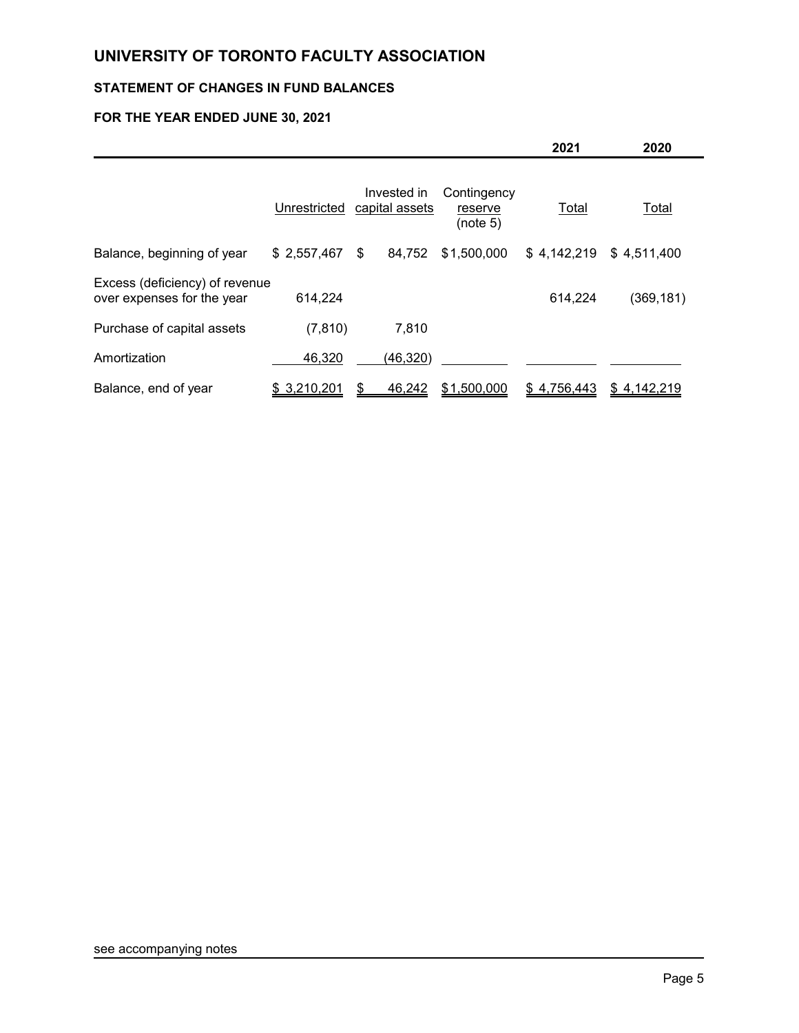# UNIVERSITY OF TORONTO FACULTY ASSOCIATION

## STATEMENT OF CHANGES IN FUND BALANCES

### FOR THE YEAR ENDED JUNE 30, 2021

| | | | | 2021 | 2020 |
|---|---|---|---|---|---|
| | Unrestricted | Invested in capital assets | Contingency reserve (note 5) | Total | Total |
| Balance, beginning of year | $ 2,557,467 | $ 84,752 | $1,500,000 | $ 4,142,219 | $ 4,511,400 |
| Excess (deficiency) of revenue over expenses for the year | 614,224 | | | 614,224 | (369,181) |
| Purchase of capital assets | (7,810) | 7,810 | | | |
| Amortization | 46,320 | (46,320) | | | |
| Balance, end of year | $ 3,210,201 | $ 46,242 | $1,500,000 | $ 4,756,443 | $ 4,142,219 |

see accompanying notes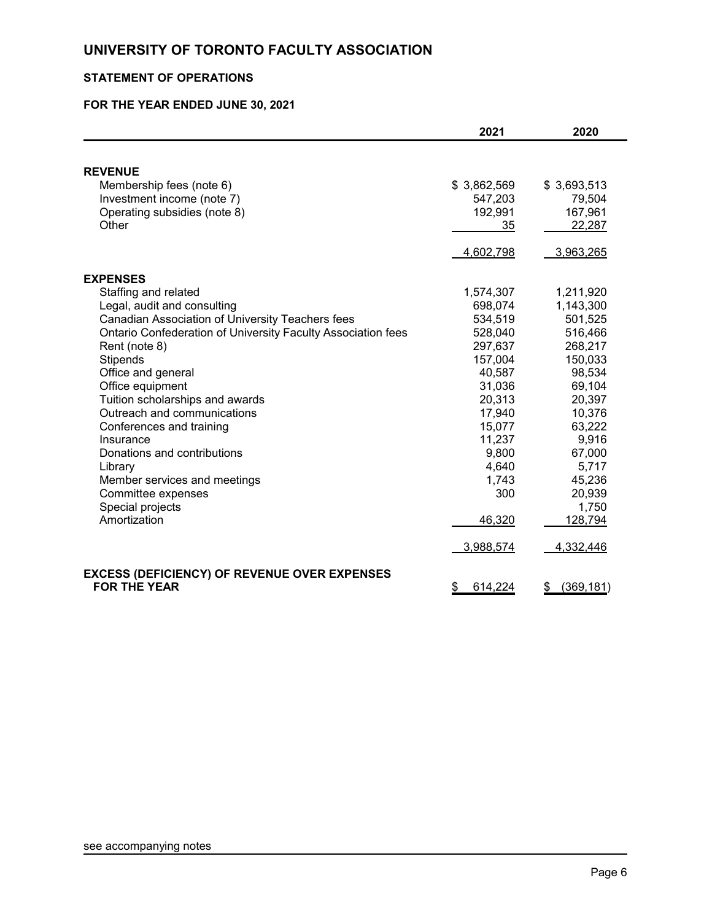# UNIVERSITY OF TORONTO FACULTY ASSOCIATION

## STATEMENT OF OPERATIONS

### FOR THE YEAR ENDED JUNE 30, 2021

| | 2021 | 2020 |
|---|---|---|
| **REVENUE** | | |
| Membership fees (note 6) | $ 3,862,569 | $ 3,693,513 |
| Investment income (note 7) | 547,203 | 79,504 |
| Operating subsidies (note 8) | 192,991 | 167,961 |
| Other | 35 | 22,287 |
| | 4,602,798 | 3,963,265 |
| **EXPENSES** | | |
| Staffing and related | 1,574,307 | 1,211,920 |
| Legal, audit and consulting | 698,074 | 1,143,300 |
| Canadian Association of University Teachers fees | 534,519 | 501,525 |
| Ontario Confederation of University Faculty Association fees | 528,040 | 516,466 |
| Rent (note 8) | 297,637 | 268,217 |
| Stipends | 157,004 | 150,033 |
| Office and general | 40,587 | 98,534 |
| Office equipment | 31,036 | 69,104 |
| Tuition scholarships and awards | 20,313 | 20,397 |
| Outreach and communications | 17,940 | 10,376 |
| Conferences and training | 15,077 | 63,222 |
| Insurance | 11,237 | 9,916 |
| Donations and contributions | 9,800 | 67,000 |
| Library | 4,640 | 5,717 |
| Member services and meetings | 1,743 | 45,236 |
| Committee expenses | 300 | 20,939 |
| Special projects | | 1,750 |
| Amortization | 46,320 | 128,794 |
| | 3,988,574 | 4,332,446 |
| **EXCESS (DEFICIENCY) OF REVENUE OVER EXPENSES FOR THE YEAR** | $ 614,224 | $ (369,181) |

see accompanying notes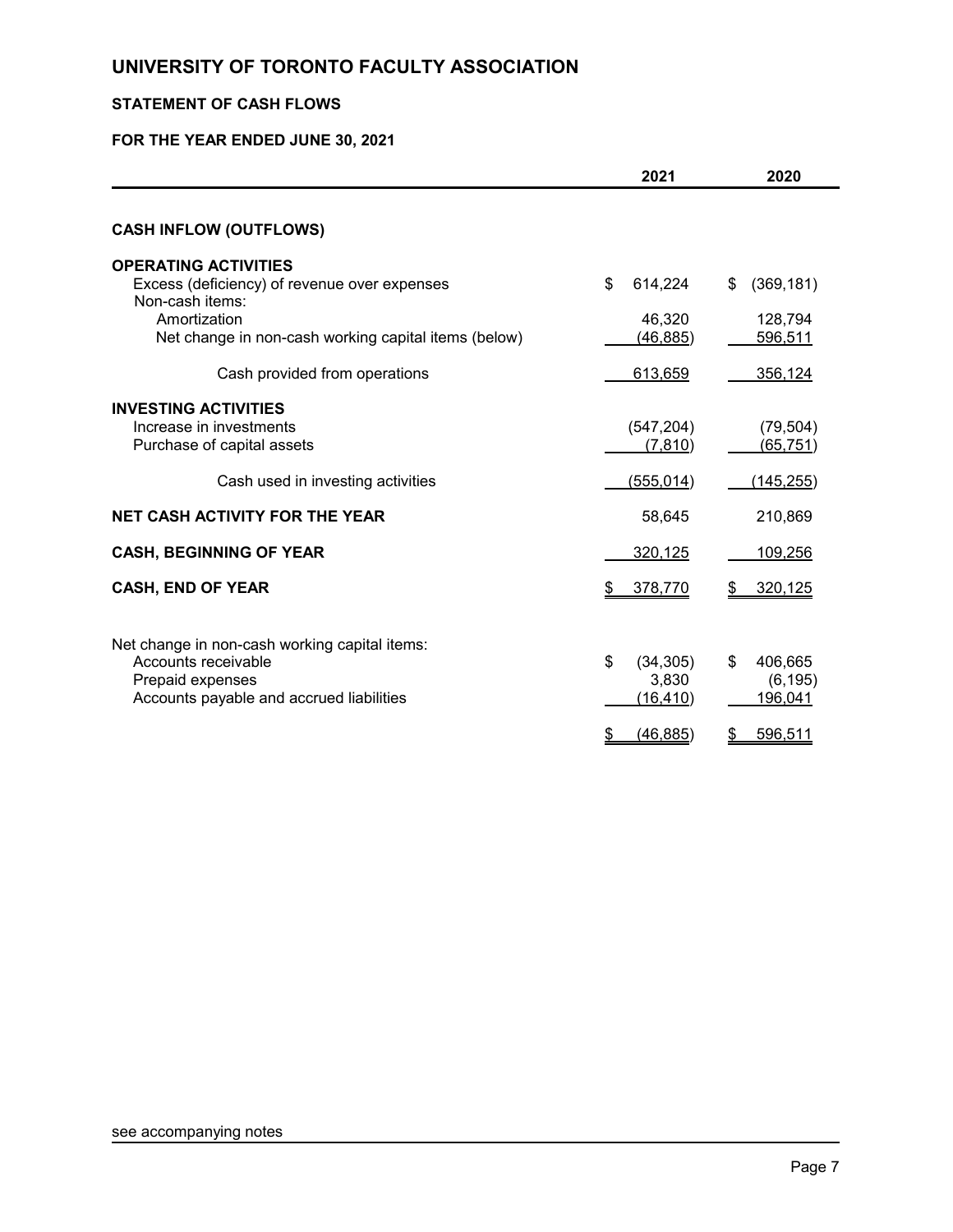# UNIVERSITY OF TORONTO FACULTY ASSOCIATION

## STATEMENT OF CASH FLOWS

### FOR THE YEAR ENDED JUNE 30, 2021

| | 2021 | 2020 |
|---|---|---|
| **CASH INFLOW (OUTFLOWS)** | | |
| **OPERATING ACTIVITIES** | | |
| Excess (deficiency) of revenue over expenses | $ 614,224 | $ (369,181) |
| Non-cash items: | | |
| Amortization | 46,320 | 128,794 |
| Net change in non-cash working capital items (below) | (46,885) | 596,511 |
| Cash provided from operations | 613,659 | 356,124 |
| **INVESTING ACTIVITIES** | | |
| Increase in investments | (547,204) | (79,504) |
| Purchase of capital assets | (7,810) | (65,751) |
| Cash used in investing activities | (555,014) | (145,255) |
| **NET CASH ACTIVITY FOR THE YEAR** | 58,645 | 210,869 |
| **CASH, BEGINNING OF YEAR** | 320,125 | 109,256 |
| **CASH, END OF YEAR** | $ 378,770 | $ 320,125 |

| | 2021 | 2020 |
|---|---|---|
| Net change in non-cash working capital items: | | |
| Accounts receivable | $ (34,305) | $ 406,665 |
| Prepaid expenses | 3,830 | (6,195) |
| Accounts payable and accrued liabilities | (16,410) | 196,041 |
| | $ (46,885) | $ 596,511 |

see accompanying notes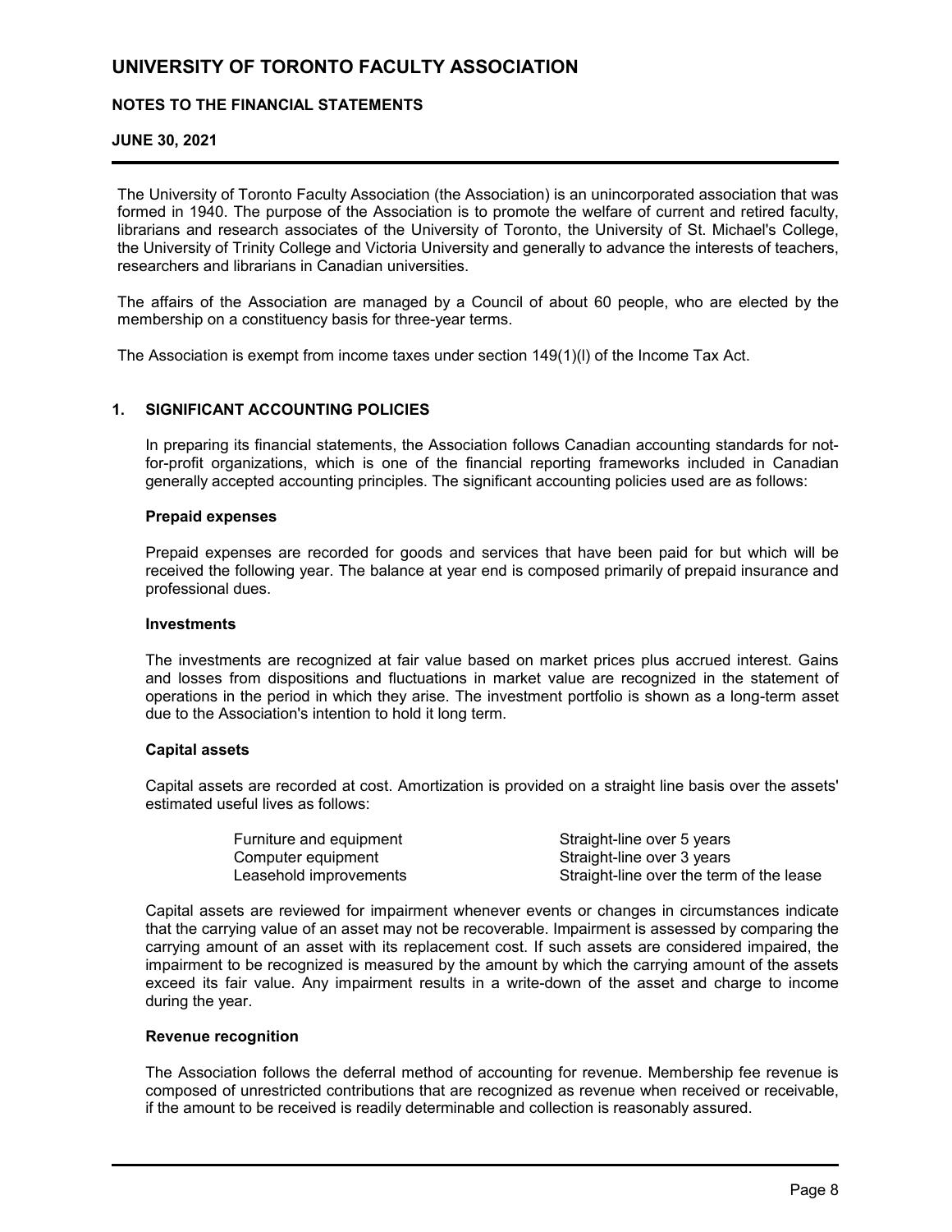# UNIVERSITY OF TORONTO FACULTY ASSOCIATION

## NOTES TO THE FINANCIAL STATEMENTS

### JUNE 30, 2021

The University of Toronto Faculty Association (the Association) is an unincorporated association that was formed in 1940. The purpose of the Association is to promote the welfare of current and retired faculty, librarians and research associates of the University of Toronto, the University of St. Michael's College, the University of Trinity College and Victoria University and generally to advance the interests of teachers, researchers and librarians in Canadian universities.

The affairs of the Association are managed by a Council of about 60 people, who are elected by the membership on a constituency basis for three-year terms.

The Association is exempt from income taxes under section 149(1)(l) of the Income Tax Act.

## 1. SIGNIFICANT ACCOUNTING POLICIES

In preparing its financial statements, the Association follows Canadian accounting standards for not-for-profit organizations, which is one of the financial reporting frameworks included in Canadian generally accepted accounting principles. The significant accounting policies used are as follows:

**Prepaid expenses**

Prepaid expenses are recorded for goods and services that have been paid for but which will be received the following year. The balance at year end is composed primarily of prepaid insurance and professional dues.

**Investments**

The investments are recognized at fair value based on market prices plus accrued interest. Gains and losses from dispositions and fluctuations in market value are recognized in the statement of operations in the period in which they arise. The investment portfolio is shown as a long-term asset due to the Association's intention to hold it long term.

**Capital assets**

Capital assets are recorded at cost. Amortization is provided on a straight line basis over the assets' estimated useful lives as follows:

| | |
|---|---|
| Furniture and equipment | Straight-line over 5 years |
| Computer equipment | Straight-line over 3 years |
| Leasehold improvements | Straight-line over the term of the lease |

Capital assets are reviewed for impairment whenever events or changes in circumstances indicate that the carrying value of an asset may not be recoverable. Impairment is assessed by comparing the carrying amount of an asset with its replacement cost. If such assets are considered impaired, the impairment to be recognized is measured by the amount by which the carrying amount of the assets exceed its fair value. Any impairment results in a write-down of the asset and charge to income during the year.

**Revenue recognition**

The Association follows the deferral method of accounting for revenue. Membership fee revenue is composed of unrestricted contributions that are recognized as revenue when received or receivable, if the amount to be received is readily determinable and collection is reasonably assured.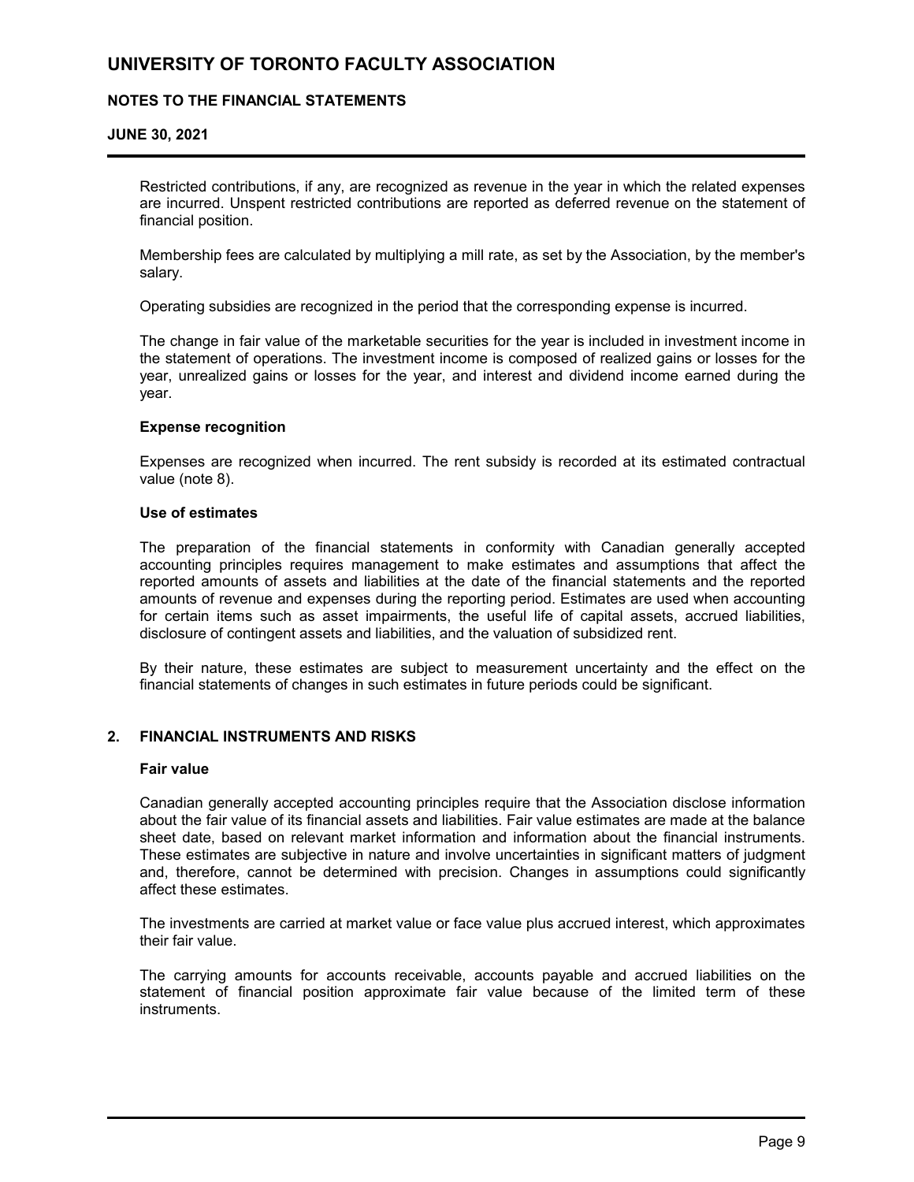Restricted contributions, if any, are recognized as revenue in the year in which the related expenses are incurred. Unspent restricted contributions are reported as deferred revenue on the statement of financial position.

Membership fees are calculated by multiplying a mill rate, as set by the Association, by the member's salary.

Operating subsidies are recognized in the period that the corresponding expense is incurred.

The change in fair value of the marketable securities for the year is included in investment income in the statement of operations. The investment income is composed of realized gains or losses for the year, unrealized gains or losses for the year, and interest and dividend income earned during the year.

**Expense recognition**

Expenses are recognized when incurred. The rent subsidy is recorded at its estimated contractual value (note 8).

**Use of estimates**

The preparation of the financial statements in conformity with Canadian generally accepted accounting principles requires management to make estimates and assumptions that affect the reported amounts of assets and liabilities at the date of the financial statements and the reported amounts of revenue and expenses during the reporting period. Estimates are used when accounting for certain items such as asset impairments, the useful life of capital assets, accrued liabilities, disclosure of contingent assets and liabilities, and the valuation of subsidized rent.

By their nature, these estimates are subject to measurement uncertainty and the effect on the financial statements of changes in such estimates in future periods could be significant.

## 2. FINANCIAL INSTRUMENTS AND RISKS

**Fair value**

Canadian generally accepted accounting principles require that the Association disclose information about the fair value of its financial assets and liabilities. Fair value estimates are made at the balance sheet date, based on relevant market information and information about the financial instruments. These estimates are subjective in nature and involve uncertainties in significant matters of judgment and, therefore, cannot be determined with precision. Changes in assumptions could significantly affect these estimates.

The investments are carried at market value or face value plus accrued interest, which approximates their fair value.

The carrying amounts for accounts receivable, accounts payable and accrued liabilities on the statement of financial position approximate fair value because of the limited term of these instruments.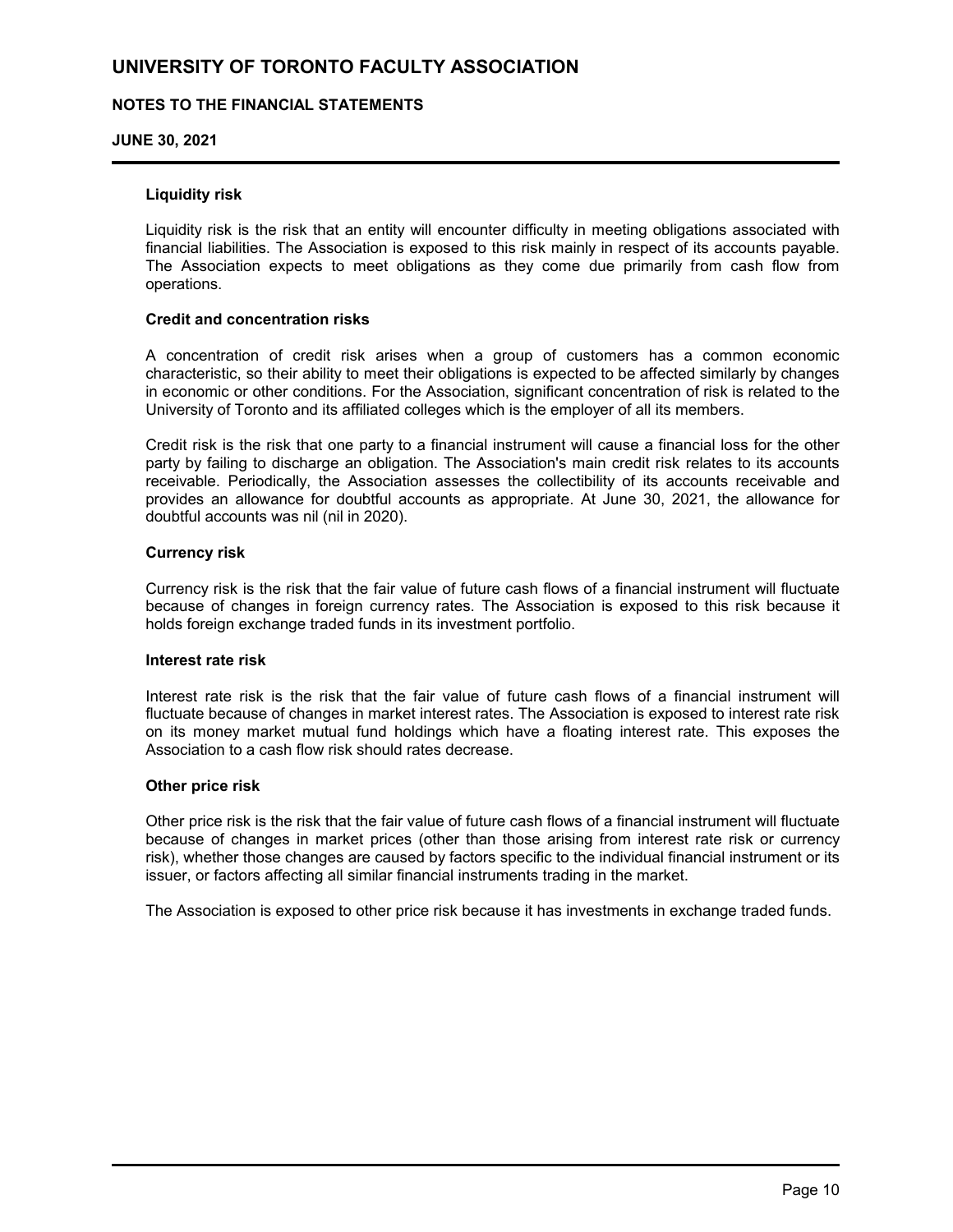### Liquidity risk

Liquidity risk is the risk that an entity will encounter difficulty in meeting obligations associated with financial liabilities. The Association is exposed to this risk mainly in respect of its accounts payable. The Association expects to meet obligations as they come due primarily from cash flow from operations.

### Credit and concentration risks

A concentration of credit risk arises when a group of customers has a common economic characteristic, so their ability to meet their obligations is expected to be affected similarly by changes in economic or other conditions. For the Association, significant concentration of risk is related to the University of Toronto and its affiliated colleges which is the employer of all its members.

Credit risk is the risk that one party to a financial instrument will cause a financial loss for the other party by failing to discharge an obligation. The Association's main credit risk relates to its accounts receivable. Periodically, the Association assesses the collectibility of its accounts receivable and provides an allowance for doubtful accounts as appropriate. At June 30, 2021, the allowance for doubtful accounts was nil (nil in 2020).

### Currency risk

Currency risk is the risk that the fair value of future cash flows of a financial instrument will fluctuate because of changes in foreign currency rates. The Association is exposed to this risk because it holds foreign exchange traded funds in its investment portfolio.

### Interest rate risk

Interest rate risk is the risk that the fair value of future cash flows of a financial instrument will fluctuate because of changes in market interest rates. The Association is exposed to interest rate risk on its money market mutual fund holdings which have a floating interest rate. This exposes the Association to a cash flow risk should rates decrease.

### Other price risk

Other price risk is the risk that the fair value of future cash flows of a financial instrument will fluctuate because of changes in market prices (other than those arising from interest rate risk or currency risk), whether those changes are caused by factors specific to the individual financial instrument or its issuer, or factors affecting all similar financial instruments trading in the market.

The Association is exposed to other price risk because it has investments in exchange traded funds.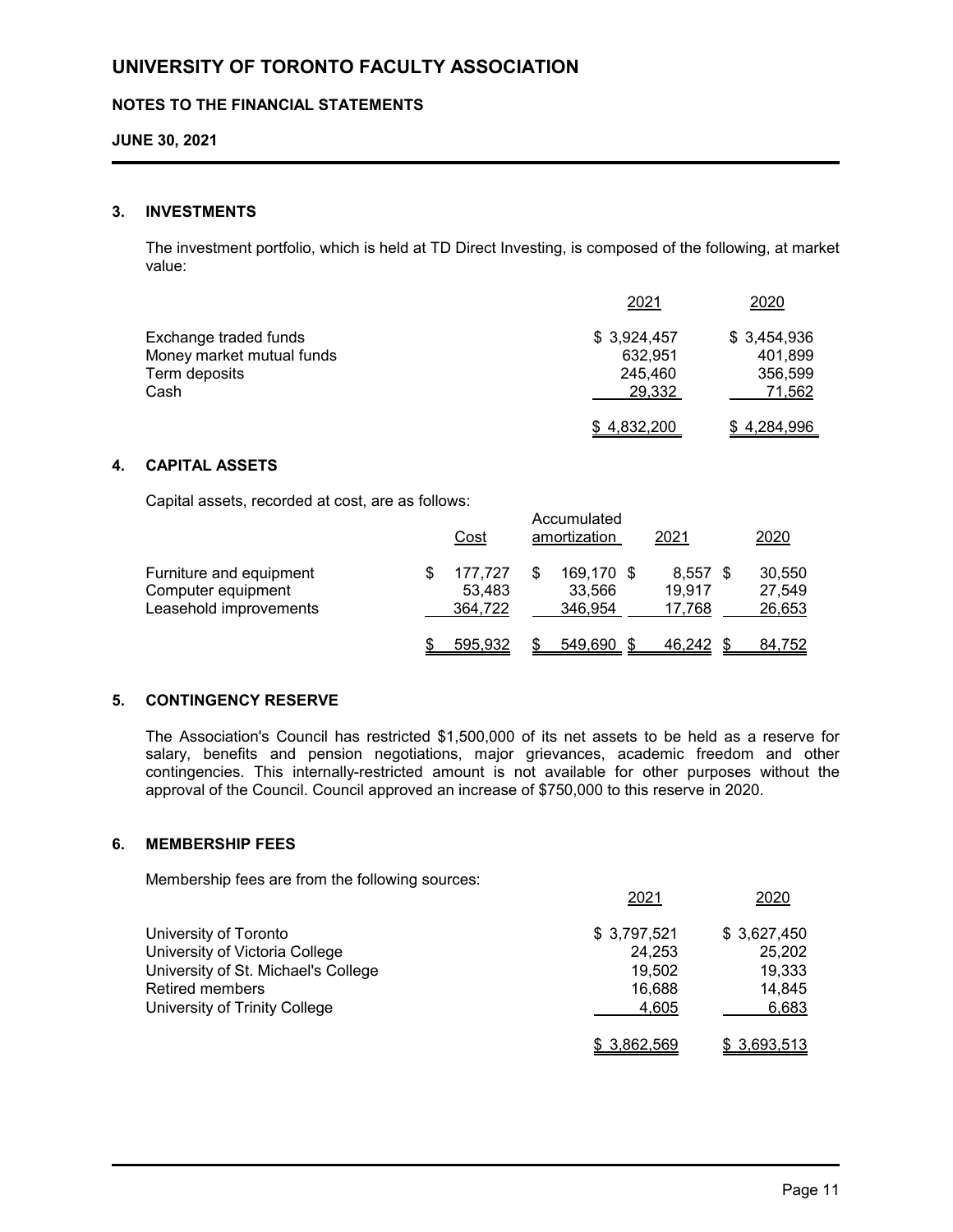# UNIVERSITY OF TORONTO FACULTY ASSOCIATION

**NOTES TO THE FINANCIAL STATEMENTS**

**JUNE 30, 2021**

## 3. INVESTMENTS

The investment portfolio, which is held at TD Direct Investing, is composed of the following, at market value:

| | 2021 | 2020 |
|---|---|---|
| Exchange traded funds | $ 3,924,457 | $ 3,454,936 |
| Money market mutual funds | 632,951 | 401,899 |
| Term deposits | 245,460 | 356,599 |
| Cash | 29,332 | 71,562 |
| | $ 4,832,200 | $ 4,284,996 |

## 4. CAPITAL ASSETS

Capital assets, recorded at cost, are as follows:

| | Cost | Accumulated amortization | 2021 | 2020 |
|---|---|---|---|---|
| Furniture and equipment | $ 177,727 | $ 169,170 | $ 8,557 | $ 30,550 |
| Computer equipment | 53,483 | 33,566 | 19,917 | 27,549 |
| Leasehold improvements | 364,722 | 346,954 | 17,768 | 26,653 |
| | $ 595,932 | $ 549,690 | $ 46,242 | $ 84,752 |

## 5. CONTINGENCY RESERVE

The Association's Council has restricted $1,500,000 of its net assets to be held as a reserve for salary, benefits and pension negotiations, major grievances, academic freedom and other contingencies. This internally-restricted amount is not available for other purposes without the approval of the Council. Council approved an increase of $750,000 to this reserve in 2020.

## 6. MEMBERSHIP FEES

Membership fees are from the following sources:

| | 2021 | 2020 |
|---|---|---|
| University of Toronto | $ 3,797,521 | $ 3,627,450 |
| University of Victoria College | 24,253 | 25,202 |
| University of St. Michael's College | 19,502 | 19,333 |
| Retired members | 16,688 | 14,845 |
| University of Trinity College | 4,605 | 6,683 |
| | $ 3,862,569 | $ 3,693,513 |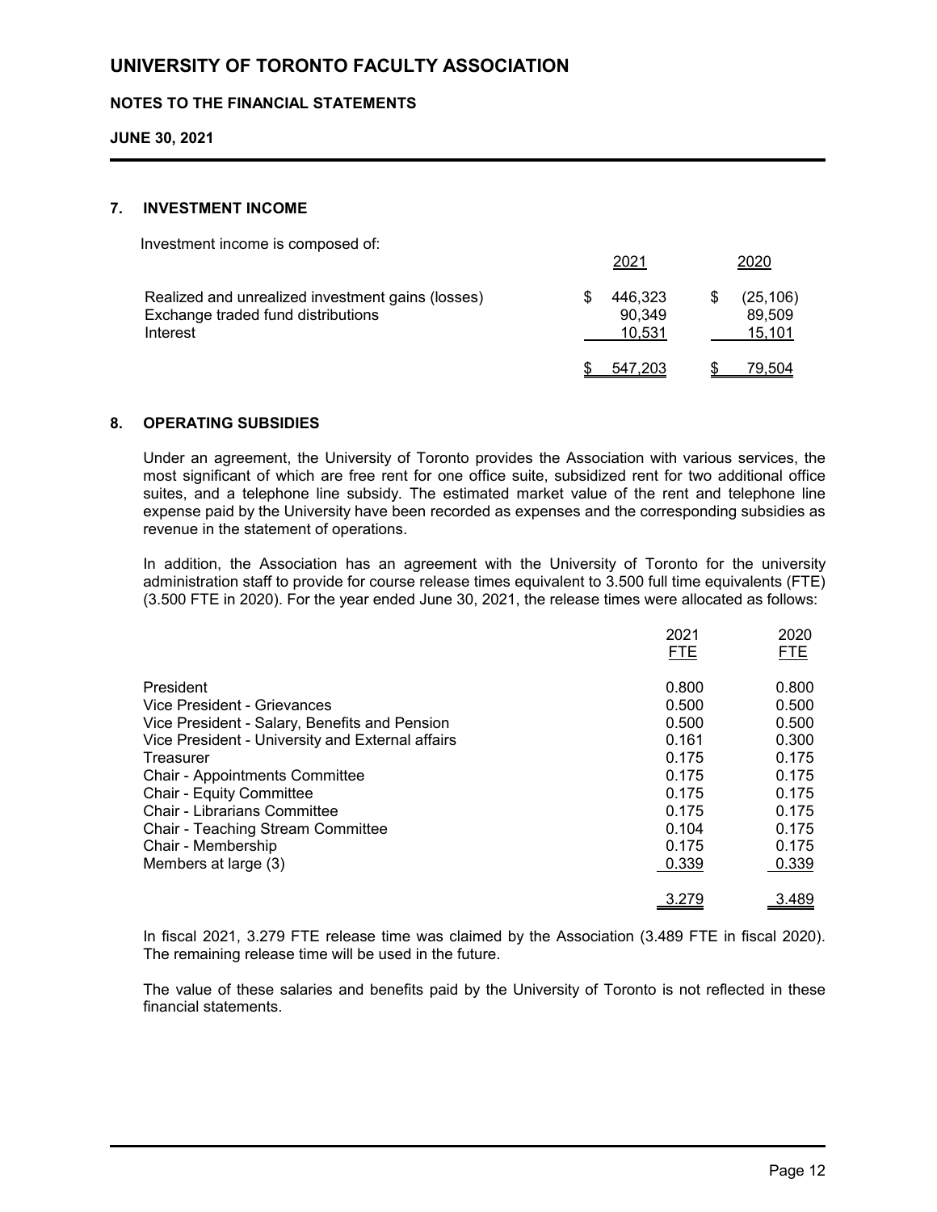## 7. INVESTMENT INCOME

Investment income is composed of:

| | 2021 | 2020 |
|---|---|---|
| Realized and unrealized investment gains (losses) | $ 446,323 | $ (25,106) |
| Exchange traded fund distributions | 90,349 | 89,509 |
| Interest | 10,531 | 15,101 |
| | $ 547,203 | $ 79,504 |

## 8. OPERATING SUBSIDIES

Under an agreement, the University of Toronto provides the Association with various services, the most significant of which are free rent for one office suite, subsidized rent for two additional office suites, and a telephone line subsidy. The estimated market value of the rent and telephone line expense paid by the University have been recorded as expenses and the corresponding subsidies as revenue in the statement of operations.

In addition, the Association has an agreement with the University of Toronto for the university administration staff to provide for course release times equivalent to 3.500 full time equivalents (FTE) (3.500 FTE in 2020). For the year ended June 30, 2021, the release times were allocated as follows:

| | 2021 FTE | 2020 FTE |
|---|---|---|
| President | 0.800 | 0.800 |
| Vice President - Grievances | 0.500 | 0.500 |
| Vice President - Salary, Benefits and Pension | 0.500 | 0.500 |
| Vice President - University and External affairs | 0.161 | 0.300 |
| Treasurer | 0.175 | 0.175 |
| Chair - Appointments Committee | 0.175 | 0.175 |
| Chair - Equity Committee | 0.175 | 0.175 |
| Chair - Librarians Committee | 0.175 | 0.175 |
| Chair - Teaching Stream Committee | 0.104 | 0.175 |
| Chair - Membership | 0.175 | 0.175 |
| Members at large (3) | 0.339 | 0.339 |
| | 3.279 | 3.489 |

In fiscal 2021, 3.279 FTE release time was claimed by the Association (3.489 FTE in fiscal 2020). The remaining release time will be used in the future.

The value of these salaries and benefits paid by the University of Toronto is not reflected in these financial statements.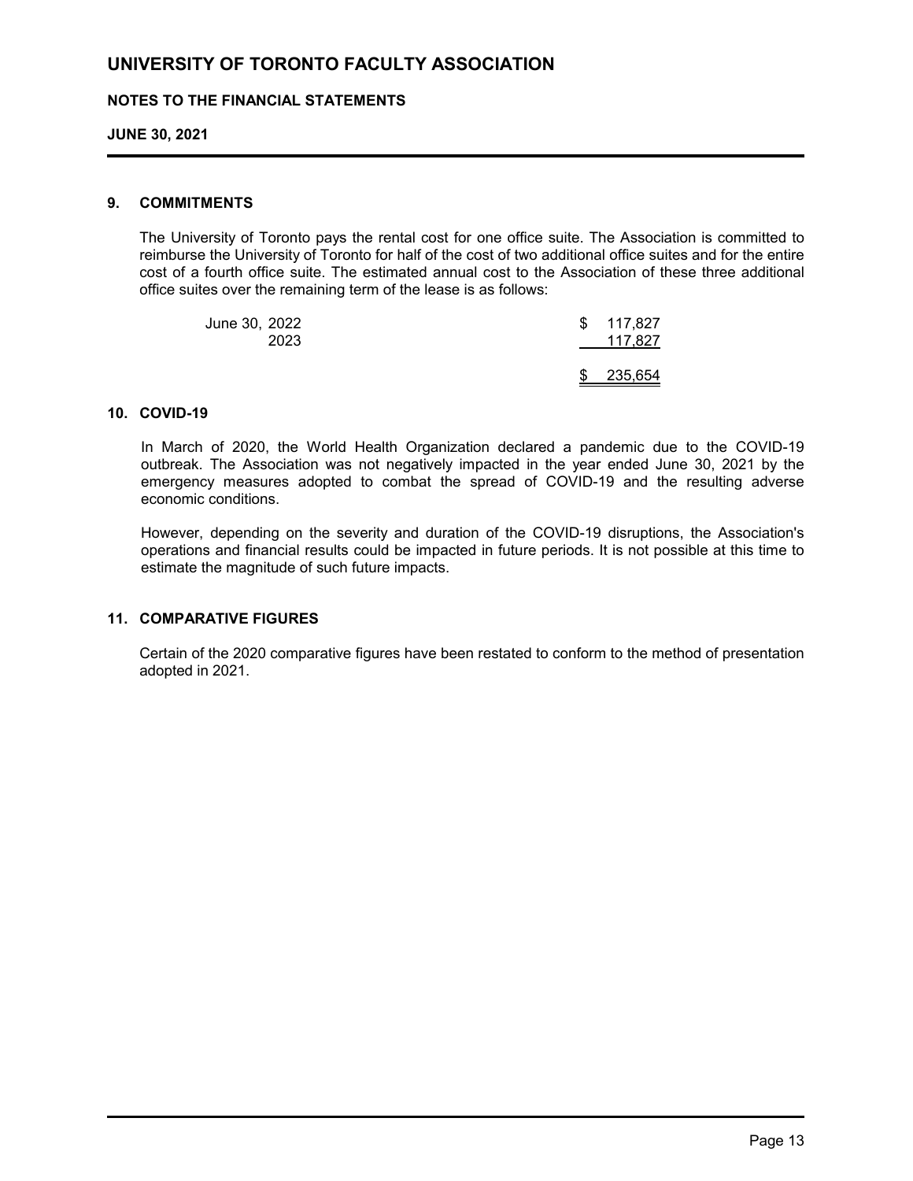# UNIVERSITY OF TORONTO FACULTY ASSOCIATION

## NOTES TO THE FINANCIAL STATEMENTS

### JUNE 30, 2021

### 9. COMMITMENTS

The University of Toronto pays the rental cost for one office suite. The Association is committed to reimburse the University of Toronto for half of the cost of two additional office suites and for the entire cost of a fourth office suite. The estimated annual cost to the Association of these three additional office suites over the remaining term of the lease is as follows:

| | |
|---|---|
| June 30, 2022 | $ 117,827 |
| 2023 | 117,827 |
| | $ 235,654 |

### 10. COVID-19

In March of 2020, the World Health Organization declared a pandemic due to the COVID-19 outbreak. The Association was not negatively impacted in the year ended June 30, 2021 by the emergency measures adopted to combat the spread of COVID-19 and the resulting adverse economic conditions.

However, depending on the severity and duration of the COVID-19 disruptions, the Association's operations and financial results could be impacted in future periods. It is not possible at this time to estimate the magnitude of such future impacts.

### 11. COMPARATIVE FIGURES

Certain of the 2020 comparative figures have been restated to conform to the method of presentation adopted in 2021.